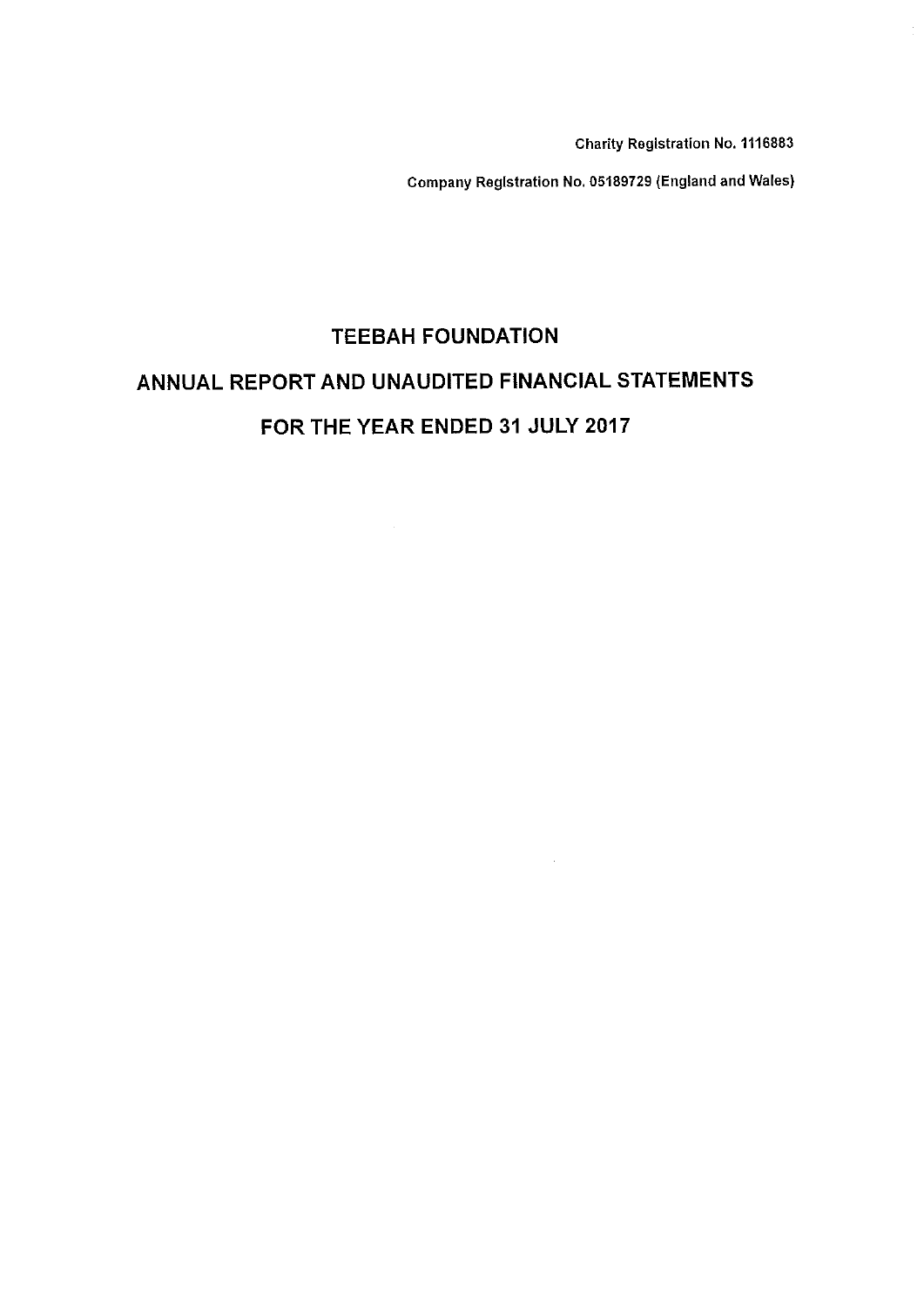Charity Registration No. 1116883

Company Registration No. 05189729 (England and Wales)

# TEEBAH FOUNDATION

## ANNUAL REPORT AND UNAUDITED FINANCIAL STATEMENTS

## FOR THE YEAR ENDED 31 JULY 2017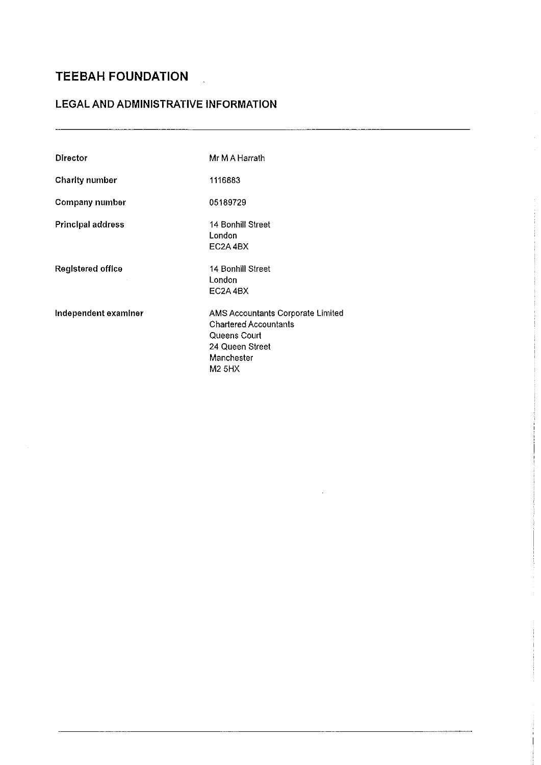# TEEBAH FOUNDATION

## LEGAL AND ADMINISTRATIVE INFORMATION

| | |
|---|---|
| **Director** | Mr M A Harrath |
| **Charity number** | 1116883 |
| **Company number** | 05189729 |
| **Principal address** | 14 Bonhill Street<br>London<br>EC2A 4BX |
| **Registered office** | 14 Bonhill Street<br>London<br>EC2A 4BX |
| **Independent examiner** | AMS Accountants Corporate Limited<br>Chartered Accountants<br>Queens Court<br>24 Queen Street<br>Manchester<br>M2 5HX |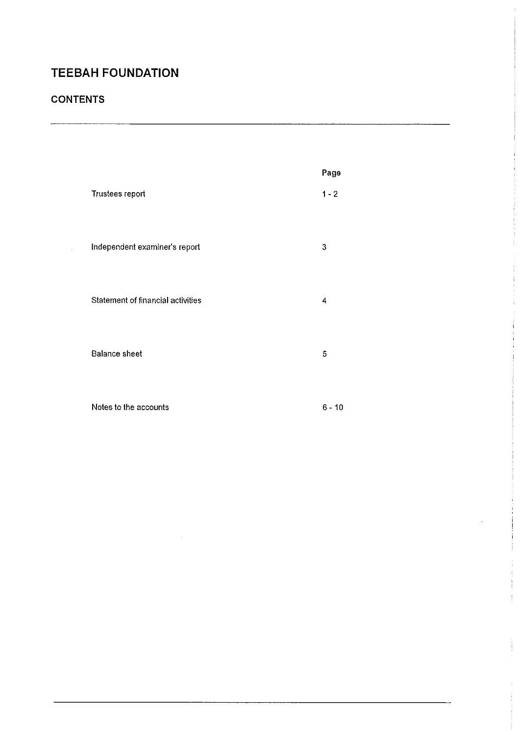# TEEBAH FOUNDATION

## CONTENTS

| | Page |
|---|---|
| Trustees report | 1 - 2 |
| Independent examiner's report | 3 |
| Statement of financial activities | 4 |
| Balance sheet | 5 |
| Notes to the accounts | 6 - 10 |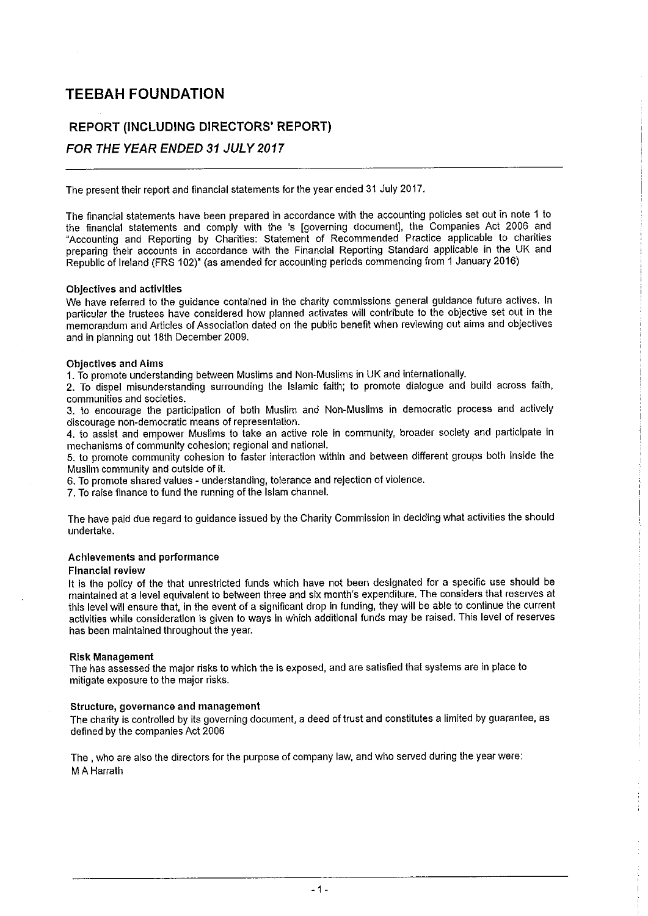# TEEBAH FOUNDATION

## REPORT (INCLUDING DIRECTORS' REPORT)

### *FOR THE YEAR ENDED 31 JULY 2017*

The present their report and financial statements for the year ended 31 July 2017.

The financial statements have been prepared in accordance with the accounting policies set out in note 1 to the financial statements and comply with the 's [governing document], the Companies Act 2006 and "Accounting and Reporting by Charities: Statement of Recommended Practice applicable to charities preparing their accounts in accordance with the Financial Reporting Standard applicable in the UK and Republic of Ireland (FRS 102)" (as amended for accounting periods commencing from 1 January 2016)

**Objectives and activities**
We have referred to the guidance contained in the charity commissions general guidance future actives. In particular the trustees have considered how planned activates will contribute to the objective set out in the memorandum and Articles of Association dated on the public benefit when reviewing out aims and objectives and in planning out 18th December 2009.

**Objectives and Aims**
1. To promote understanding between Muslims and Non-Muslims in UK and Internationally.
2. To dispel misunderstanding surrounding the Islamic faith; to promote dialogue and build across faith, communities and societies.
3. to encourage the participation of both Muslim and Non-Muslims in democratic process and actively discourage non-democratic means of representation.
4. to assist and empower Muslims to take an active role in community, broader society and participate in mechanisms of community cohesion; regional and national.
5. to promote community cohesion to faster interaction within and between different groups both inside the Muslim community and outside of it.
6. To promote shared values - understanding, tolerance and rejection of violence.
7. To raise finance to fund the running of the Islam channel.

The have paid due regard to guidance issued by the Charity Commission in deciding what activities the should undertake.

**Achievements and performance**

**Financial review**
It is the policy of the that unrestricted funds which have not been designated for a specific use should be maintained at a level equivalent to between three and six month's expenditure. The considers that reserves at this level will ensure that, in the event of a significant drop in funding, they will be able to continue the current activities while consideration is given to ways in which additional funds may be raised. This level of reserves has been maintained throughout the year.

**Risk Management**
The has assessed the major risks to which the is exposed, and are satisfied that systems are in place to mitigate exposure to the major risks.

**Structure, governance and management**
The charity is controlled by its governing document, a deed of trust and constitutes a limited by guarantee, as defined by the companies Act 2006

The , who are also the directors for the purpose of company law, and who served during the year were:
M A Harrath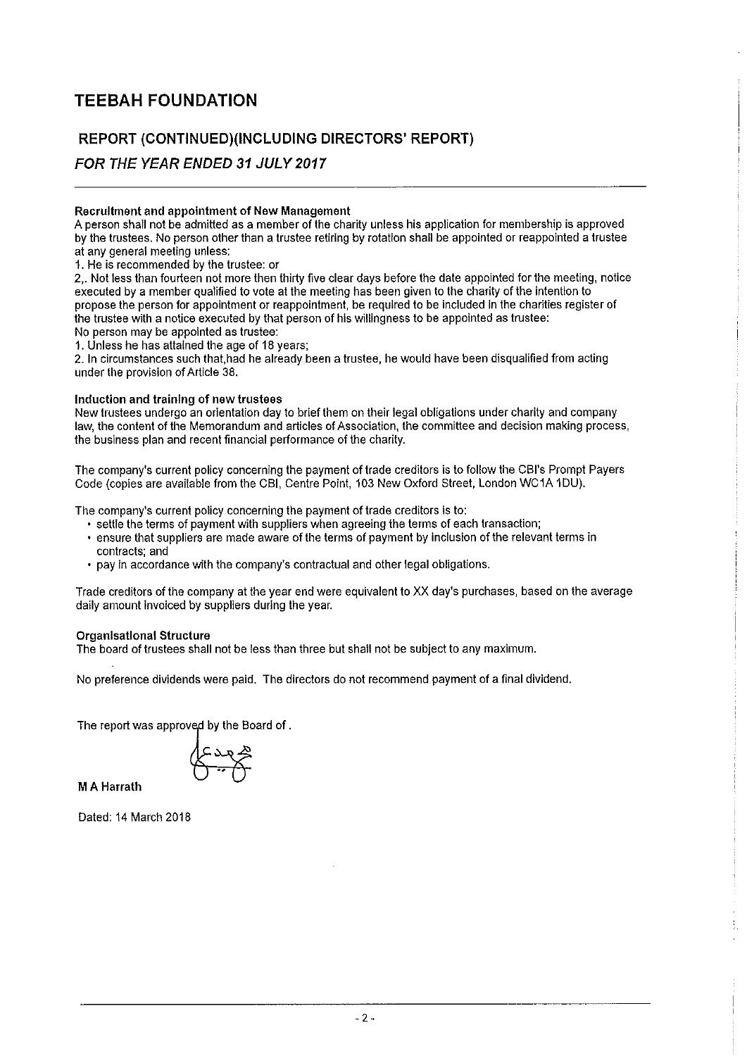# TEEBAH FOUNDATION

## REPORT (CONTINUED)(INCLUDING DIRECTORS' REPORT)

### *FOR THE YEAR ENDED 31 JULY 2017*

**Recruitment and appointment of New Management**

A person shall not be admitted as a member of the charity unless his application for membership is approved by the trustees. No person other than a trustee retiring by rotation shall be appointed or reappointed a trustee at any general meeting unless:

1. He is recommended by the trustee: or

2,. Not less than fourteen not more then thirty five clear days before the date appointed for the meeting, notice executed by a member qualified to vote at the meeting has been given to the charity of the intention to propose the person for appointment or reappointment, be required to be included in the charities register of the trustee with a notice executed by that person of his willingness to be appointed as trustee:

No person may be appointed as trustee:

1. Unless he has attained the age of 18 years;

2. In circumstances such that,had he already been a trustee, he would have been disqualified from acting under the provision of Article 38.

**Induction and training of new trustees**

New trustees undergo an orientation day to brief them on their legal obligations under charity and company law, the content of the Memorandum and articles of Association, the committee and decision making process, the business plan and recent financial performance of the charity.

The company's current policy concerning the payment of trade creditors is to follow the CBI's Prompt Payers Code (copies are available from the CBI, Centre Point, 103 New Oxford Street, London WC1A 1DU).

The company's current policy concerning the payment of trade creditors is to:

- settle the terms of payment with suppliers when agreeing the terms of each transaction;
- ensure that suppliers are made aware of the terms of payment by inclusion of the relevant terms in contracts; and
- pay in accordance with the company's contractual and other legal obligations.

Trade creditors of the company at the year end were equivalent to XX day's purchases, based on the average daily amount invoiced by suppliers during the year.

**Organisational Structure**

The board of trustees shall not be less than three but shall not be subject to any maximum.

No preference dividends were paid. The directors do not recommend payment of a final dividend.

The report was approved by the Board of .

**M A Harrath**

Dated: 14 March 2018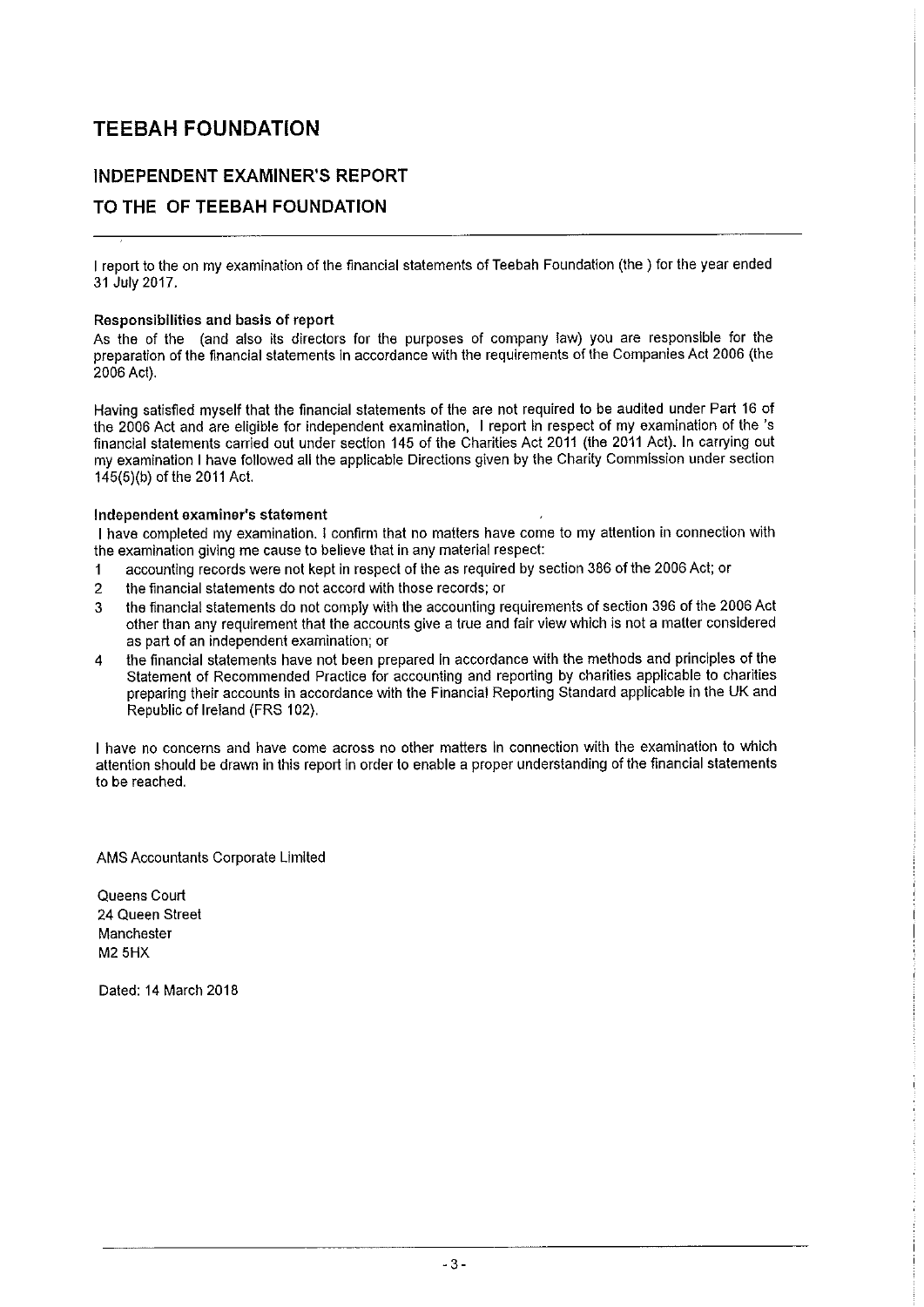# TEEBAH FOUNDATION

## INDEPENDENT EXAMINER'S REPORT

## TO THE OF TEEBAH FOUNDATION

I report to the on my examination of the financial statements of Teebah Foundation (the ) for the year ended 31 July 2017.

**Responsibilities and basis of report**

As the of the (and also its directors for the purposes of company law) you are responsible for the preparation of the financial statements in accordance with the requirements of the Companies Act 2006 (the 2006 Act).

Having satisfied myself that the financial statements of the are not required to be audited under Part 16 of the 2006 Act and are eligible for independent examination, I report in respect of my examination of the 's financial statements carried out under section 145 of the Charities Act 2011 (the 2011 Act). In carrying out my examination I have followed all the applicable Directions given by the Charity Commission under section 145(5)(b) of the 2011 Act.

**Independent examiner's statement**

I have completed my examination. I confirm that no matters have come to my attention in connection with the examination giving me cause to believe that in any material respect:

1. accounting records were not kept in respect of the as required by section 386 of the 2006 Act; or
2. the financial statements do not accord with those records; or
3. the financial statements do not comply with the accounting requirements of section 396 of the 2006 Act other than any requirement that the accounts give a true and fair view which is not a matter considered as part of an independent examination; or
4. the financial statements have not been prepared in accordance with the methods and principles of the Statement of Recommended Practice for accounting and reporting by charities applicable to charities preparing their accounts in accordance with the Financial Reporting Standard applicable in the UK and Republic of Ireland (FRS 102).

I have no concerns and have come across no other matters in connection with the examination to which attention should be drawn in this report in order to enable a proper understanding of the financial statements to be reached.

AMS Accountants Corporate Limited

Queens Court
24 Queen Street
Manchester
M2 5HX

Dated: 14 March 2018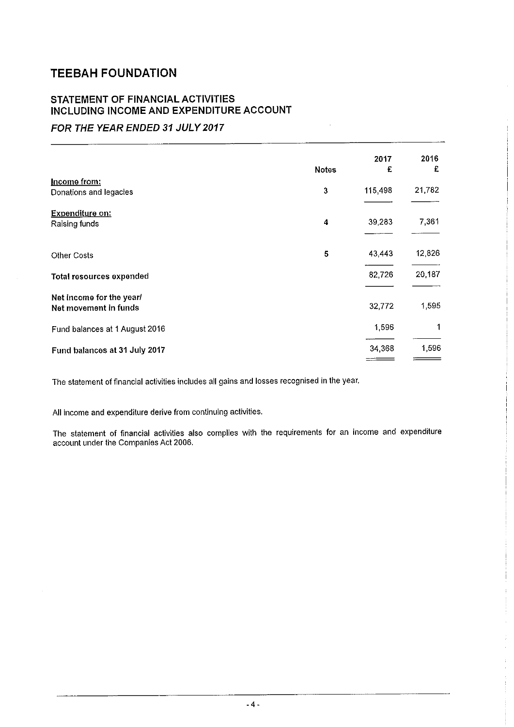# TEEBAH FOUNDATION

## STATEMENT OF FINANCIAL ACTIVITIES INCLUDING INCOME AND EXPENDITURE ACCOUNT

### *FOR THE YEAR ENDED 31 JULY 2017*

| | Notes | 2017 £ | 2016 £ |
|---|---|---|---|
| <u>Income from:</u> | | | |
| Donations and legacies | 3 | 115,498 | 21,782 |
| <u>Expenditure on:</u> | | | |
| Raising funds | 4 | 39,283 | 7,361 |
| Other Costs | 5 | 43,443 | 12,826 |
| **Total resources expended** | | 82,726 | 20,187 |
| **Net income for the year/ Net movement in funds** | | 32,772 | 1,595 |
| Fund balances at 1 August 2016 | | 1,596 | 1 |
| **Fund balances at 31 July 2017** | | 34,368 | 1,596 |

The statement of financial activities includes all gains and losses recognised in the year.

All income and expenditure derive from continuing activities.

The statement of financial activities also complies with the requirements for an income and expenditure account under the Companies Act 2006.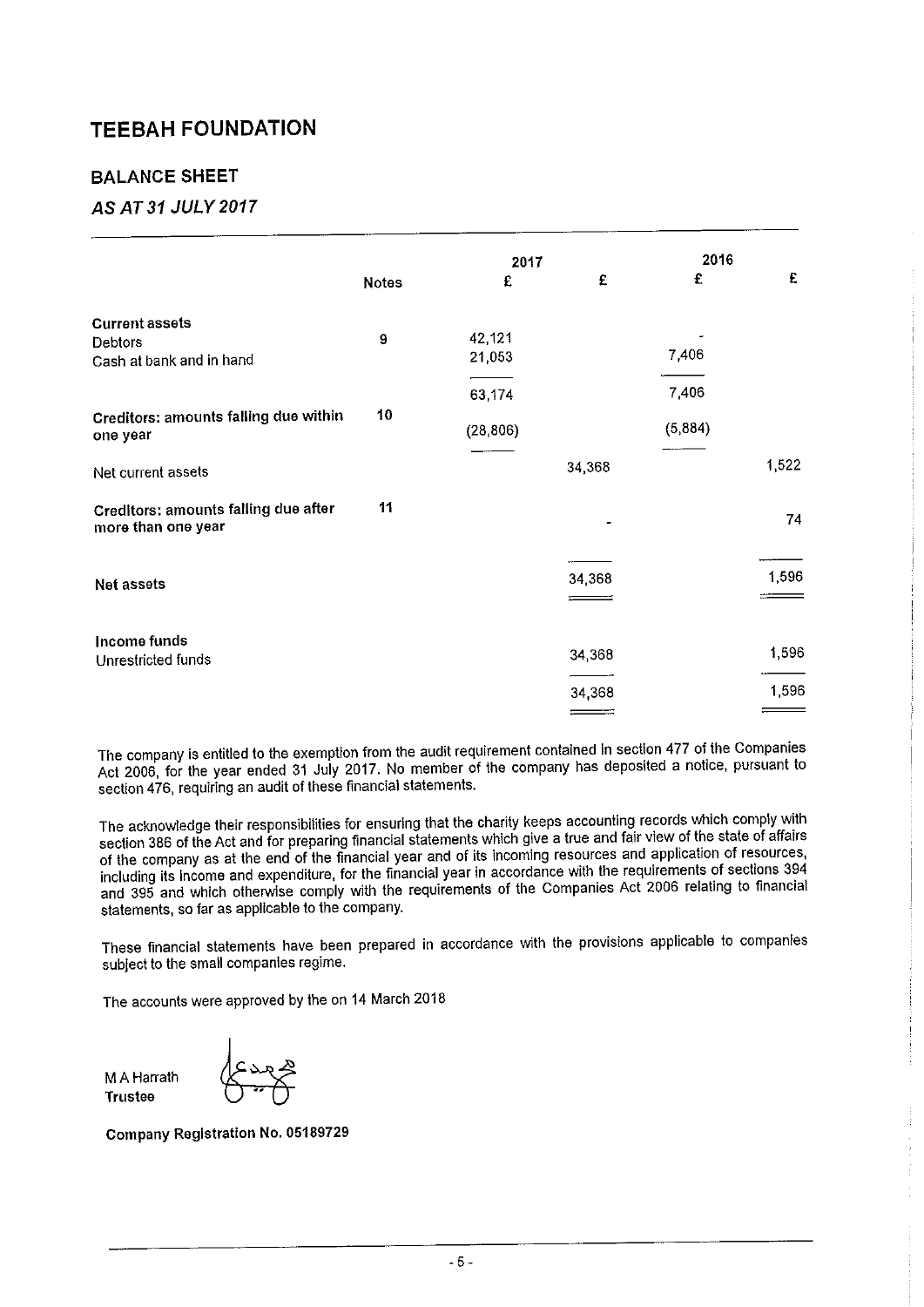# TEEBAH FOUNDATION

## BALANCE SHEET

### *AS AT 31 JULY 2017*

| | Notes | 2017 £ | 2017 £ | 2016 £ | 2016 £ |
|---|---|---|---|---|---|
| **Current assets** | | | | | |
| Debtors | 9 | 42,121 | | - | |
| Cash at bank and in hand | | 21,053 | | 7,406 | |
| | | 63,174 | | 7,406 | |
| **Creditors: amounts falling due within one year** | 10 | (28,806) | | (5,884) | |
| Net current assets | | | 34,368 | | 1,522 |
| **Creditors: amounts falling due after more than one year** | 11 | | - | | 74 |
| **Net assets** | | | 34,368 | | 1,596 |
| **Income funds** | | | | | |
| Unrestricted funds | | | 34,368 | | 1,596 |
| | | | 34,368 | | 1,596 |

The company is entitled to the exemption from the audit requirement contained in section 477 of the Companies Act 2006, for the year ended 31 July 2017. No member of the company has deposited a notice, pursuant to section 476, requiring an audit of these financial statements.

The acknowledge their responsibilities for ensuring that the charity keeps accounting records which comply with section 386 of the Act and for preparing financial statements which give a true and fair view of the state of affairs of the company as at the end of the financial year and of its incoming resources and application of resources, including its income and expenditure, for the financial year in accordance with the requirements of sections 394 and 395 and which otherwise comply with the requirements of the Companies Act 2006 relating to financial statements, so far as applicable to the company.

These financial statements have been prepared in accordance with the provisions applicable to companies subject to the small companies regime.

The accounts were approved by the on 14 March 2018

M A Harrath
**Trustee**

**Company Registration No. 05189729**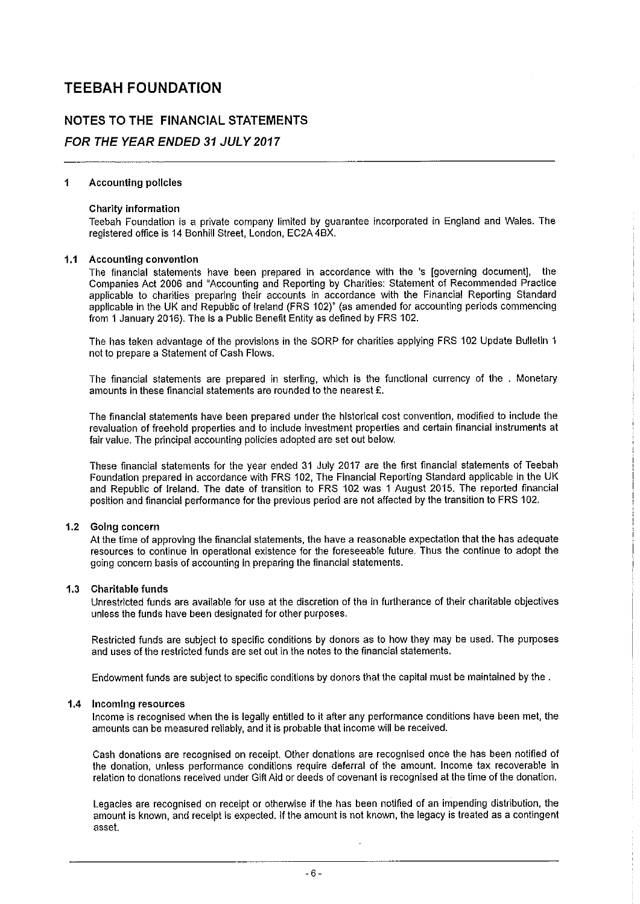# TEEBAH FOUNDATION

## NOTES TO THE FINANCIAL STATEMENTS

### *FOR THE YEAR ENDED 31 JULY 2017*

**1 Accounting policies**

**Charity information**

Teebah Foundation is a private company limited by guarantee incorporated in England and Wales. The registered office is 14 Bonhill Street, London, EC2A 4BX.

**1.1 Accounting convention**

The financial statements have been prepared in accordance with the 's [governing document], the Companies Act 2006 and "Accounting and Reporting by Charities: Statement of Recommended Practice applicable to charities preparing their accounts in accordance with the Financial Reporting Standard applicable in the UK and Republic of Ireland (FRS 102)" (as amended for accounting periods commencing from 1 January 2016). The is a Public Benefit Entity as defined by FRS 102.

The has taken advantage of the provisions in the SORP for charities applying FRS 102 Update Bulletin 1 not to prepare a Statement of Cash Flows.

The financial statements are prepared in sterling, which is the functional currency of the . Monetary amounts in these financial statements are rounded to the nearest £.

The financial statements have been prepared under the historical cost convention, modified to include the revaluation of freehold properties and to include investment properties and certain financial instruments at fair value. The principal accounting policies adopted are set out below.

These financial statements for the year ended 31 July 2017 are the first financial statements of Teebah Foundation prepared in accordance with FRS 102, The Financial Reporting Standard applicable in the UK and Republic of Ireland. The date of transition to FRS 102 was 1 August 2015. The reported financial position and financial performance for the previous period are not affected by the transition to FRS 102.

**1.2 Going concern**

At the time of approving the financial statements, the have a reasonable expectation that the has adequate resources to continue in operational existence for the foreseeable future. Thus the continue to adopt the going concern basis of accounting in preparing the financial statements.

**1.3 Charitable funds**

Unrestricted funds are available for use at the discretion of the in furtherance of their charitable objectives unless the funds have been designated for other purposes.

Restricted funds are subject to specific conditions by donors as to how they may be used. The purposes and uses of the restricted funds are set out in the notes to the financial statements.

Endowment funds are subject to specific conditions by donors that the capital must be maintained by the .

**1.4 Incoming resources**

Income is recognised when the is legally entitled to it after any performance conditions have been met, the amounts can be measured reliably, and it is probable that income will be received.

Cash donations are recognised on receipt. Other donations are recognised once the has been notified of the donation, unless performance conditions require deferral of the amount. Income tax recoverable in relation to donations received under Gift Aid or deeds of covenant is recognised at the time of the donation.

Legacies are recognised on receipt or otherwise if the has been notified of an impending distribution, the amount is known, and receipt is expected. If the amount is not known, the legacy is treated as a contingent asset.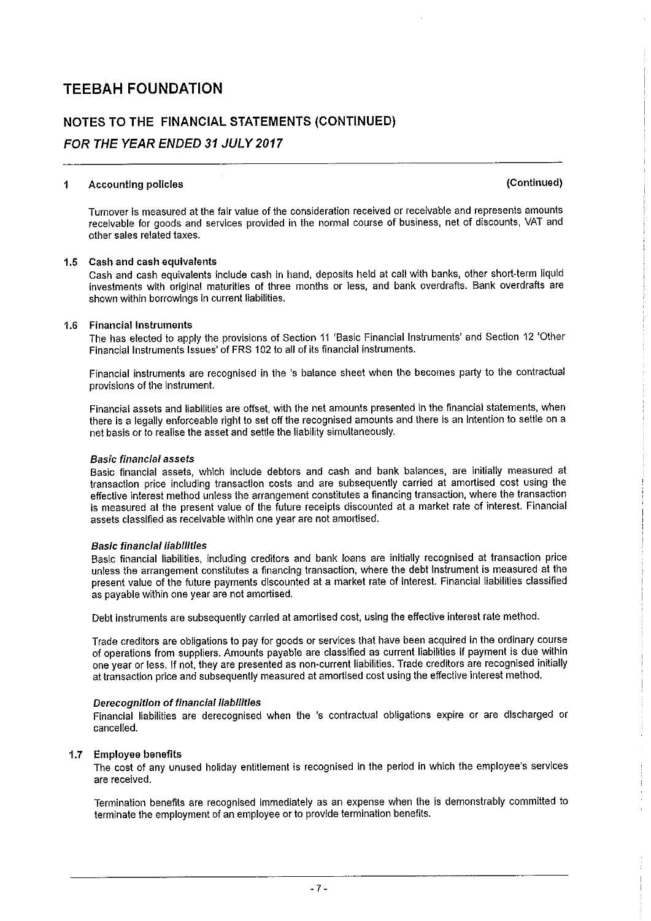# TEEBAH FOUNDATION

## NOTES TO THE FINANCIAL STATEMENTS (CONTINUED)

### *FOR THE YEAR ENDED 31 JULY 2017*

**1 Accounting policies** **(Continued)**

Turnover is measured at the fair value of the consideration received or receivable and represents amounts receivable for goods and services provided in the normal course of business, net of discounts, VAT and other sales related taxes.

**1.5 Cash and cash equivalents**

Cash and cash equivalents include cash in hand, deposits held at call with banks, other short-term liquid investments with original maturities of three months or less, and bank overdrafts. Bank overdrafts are shown within borrowings in current liabilities.

**1.6 Financial Instruments**

The has elected to apply the provisions of Section 11 'Basic Financial Instruments' and Section 12 'Other Financial Instruments Issues' of FRS 102 to all of its financial instruments.

Financial instruments are recognised in the 's balance sheet when the becomes party to the contractual provisions of the instrument.

Financial assets and liabilities are offset, with the net amounts presented in the financial statements, when there is a legally enforceable right to set off the recognised amounts and there is an intention to settle on a net basis or to realise the asset and settle the liability simultaneously.

***Basic financial assets***

Basic financial assets, which include debtors and cash and bank balances, are initially measured at transaction price including transaction costs and are subsequently carried at amortised cost using the effective interest method unless the arrangement constitutes a financing transaction, where the transaction is measured at the present value of the future receipts discounted at a market rate of interest. Financial assets classified as receivable within one year are not amortised.

***Basic financial liabilities***

Basic financial liabilities, including creditors and bank loans are initially recognised at transaction price unless the arrangement constitutes a financing transaction, where the debt instrument is measured at the present value of the future payments discounted at a market rate of interest. Financial liabilities classified as payable within one year are not amortised.

Debt instruments are subsequently carried at amortised cost, using the effective interest rate method.

Trade creditors are obligations to pay for goods or services that have been acquired in the ordinary course of operations from suppliers. Amounts payable are classified as current liabilities if payment is due within one year or less. If not, they are presented as non-current liabilities. Trade creditors are recognised initially at transaction price and subsequently measured at amortised cost using the effective interest method.

***Derecognition of financial liabilities***

Financial liabilities are derecognised when the 's contractual obligations expire or are discharged or cancelled.

**1.7 Employee benefits**

The cost of any unused holiday entitlement is recognised in the period in which the employee's services are received.

Termination benefits are recognised immediately as an expense when the is demonstrably committed to terminate the employment of an employee or to provide termination benefits.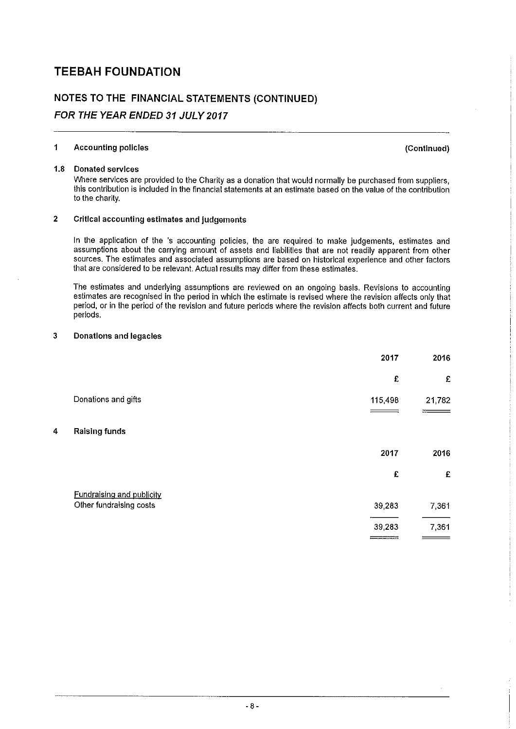# TEEBAH FOUNDATION

## NOTES TO THE FINANCIAL STATEMENTS (CONTINUED)

*FOR THE YEAR ENDED 31 JULY 2017*

**1 Accounting policies (Continued)**

**1.8 Donated services**

Where services are provided to the Charity as a donation that would normally be purchased from suppliers, this contribution is included in the financial statements at an estimate based on the value of the contribution to the charity.

**2 Critical accounting estimates and judgements**

In the application of the 's accounting policies, the are required to make judgements, estimates and assumptions about the carrying amount of assets and liabilities that are not readily apparent from other sources. The estimates and associated assumptions are based on historical experience and other factors that are considered to be relevant. Actual results may differ from these estimates.

The estimates and underlying assumptions are reviewed on an ongoing basis. Revisions to accounting estimates are recognised in the period in which the estimate is revised where the revision affects only that period, or in the period of the revision and future periods where the revision affects both current and future periods.

**3 Donations and legacies**

| | 2017 | 2016 |
|---|---|---|
| | £ | £ |
| Donations and gifts | 115,498 | 21,782 |

**4 Raising funds**

| | 2017 | 2016 |
|---|---|---|
| | £ | £ |
| Fundraising and publicity | | |
| Other fundraising costs | 39,283 | 7,361 |
| | 39,283 | 7,361 |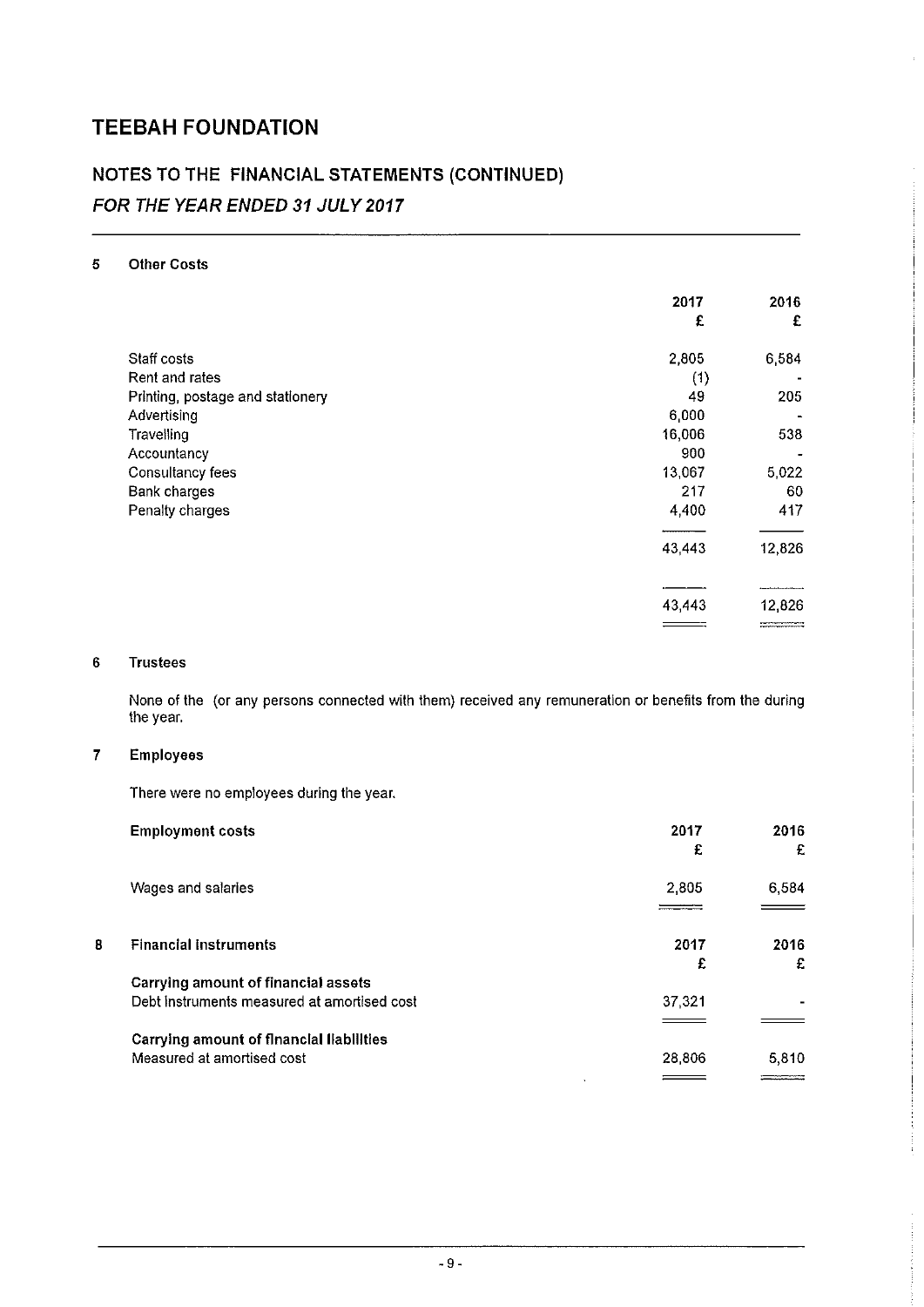# TEEBAH FOUNDATION

## NOTES TO THE FINANCIAL STATEMENTS (CONTINUED)

### *FOR THE YEAR ENDED 31 JULY 2017*

**5 Other Costs**

| | 2017 | 2016 |
|---|---|---|
| | £ | £ |
| Staff costs | 2,805 | 6,584 |
| Rent and rates | (1) | - |
| Printing, postage and stationery | 49 | 205 |
| Advertising | 6,000 | - |
| Travelling | 16,006 | 538 |
| Accountancy | 900 | - |
| Consultancy fees | 13,067 | 5,022 |
| Bank charges | 217 | 60 |
| Penalty charges | 4,400 | 417 |
| | 43,443 | 12,826 |
| | 43,443 | 12,826 |

**6 Trustees**

None of the (or any persons connected with them) received any remuneration or benefits from the during the year.

**7 Employees**

There were no employees during the year.

| **Employment costs** | 2017 | 2016 |
|---|---|---|
| | £ | £ |
| Wages and salaries | 2,805 | 6,584 |

**8 Financial instruments**

| | 2017 | 2016 |
|---|---|---|
| | £ | £ |
| **Carrying amount of financial assets** | | |
| Debt instruments measured at amortised cost | 37,321 | - |
| **Carrying amount of financial liabilities** | | |
| Measured at amortised cost | 28,806 | 5,810 |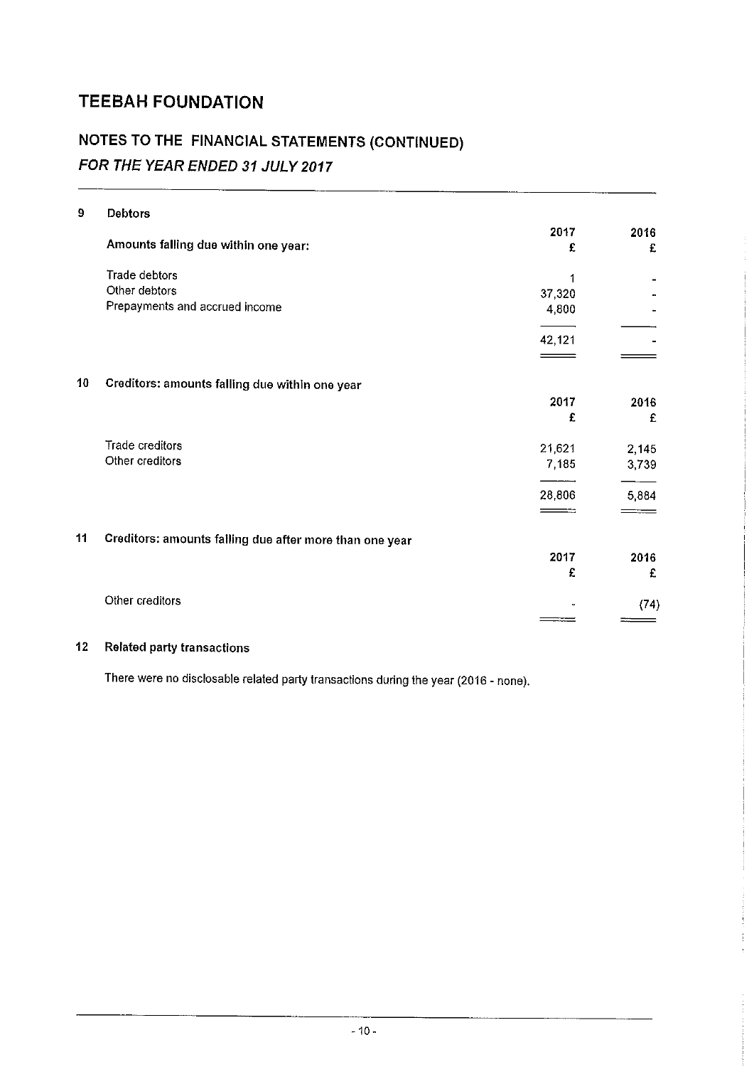# TEEBAH FOUNDATION

## NOTES TO THE FINANCIAL STATEMENTS (CONTINUED)

### *FOR THE YEAR ENDED 31 JULY 2017*

**9 Debtors**

| Amounts falling due within one year: | 2017 £ | 2016 £ |
|---|---|---|
| Trade debtors | 1 | - |
| Other debtors | 37,320 | - |
| Prepayments and accrued income | 4,800 | - |
| | 42,121 | - |

**10 Creditors: amounts falling due within one year**

| | 2017 £ | 2016 £ |
|---|---|---|
| Trade creditors | 21,621 | 2,145 |
| Other creditors | 7,185 | 3,739 |
| | 28,806 | 5,884 |

**11 Creditors: amounts falling due after more than one year**

| | 2017 £ | 2016 £ |
|---|---|---|
| Other creditors | - | (74) |

**12 Related party transactions**

There were no disclosable related party transactions during the year (2016 - none).